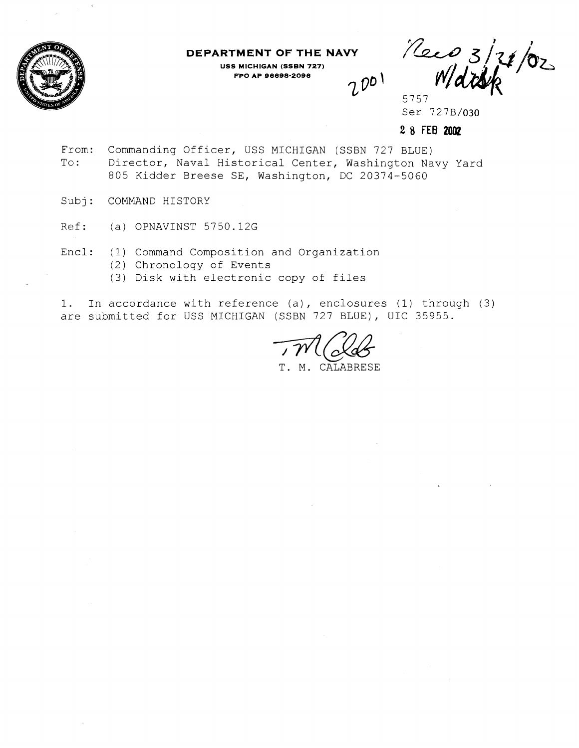**DEPARTMENT OF THE NAVY**

**USS MICHIGAN (SSBN 727)**
**FPO AP 96698-2096**

2001

Recd 3/21/02
W/disk

5757
Ser 727B/030

**28 FEB 2002**

From: Commanding Officer, USS MICHIGAN (SSBN 727 BLUE)
To: Director, Naval Historical Center, Washington Navy Yard
805 Kidder Breese SE, Washington, DC 20374-5060

Subj: COMMAND HISTORY

Ref: (a) OPNAVINST 5750.12G

Encl: (1) Command Composition and Organization
(2) Chronology of Events
(3) Disk with electronic copy of files

1. In accordance with reference (a), enclosures (1) through (3) are submitted for USS MICHIGAN (SSBN 727 BLUE), UIC 35955.

T. M. CALABRESE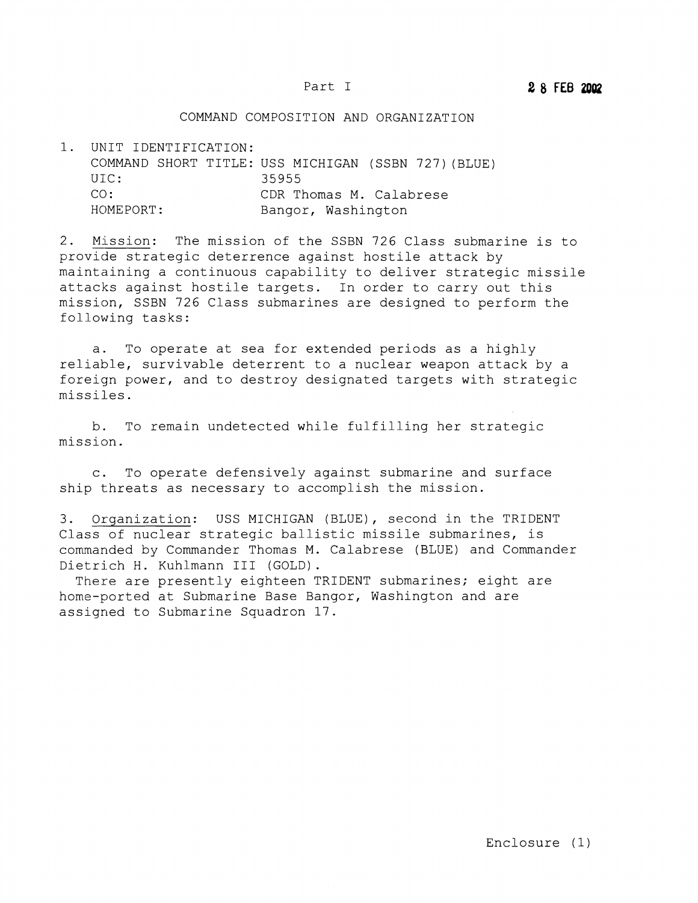Part I

28 FEB 2002

## COMMAND COMPOSITION AND ORGANIZATION

1. UNIT IDENTIFICATION:
   - COMMAND SHORT TITLE: USS MICHIGAN (SSBN 727)(BLUE)
   - UIC: 35955
   - CO: CDR Thomas M. Calabrese
   - HOMEPORT: Bangor, Washington

2. Mission: The mission of the SSBN 726 Class submarine is to provide strategic deterrence against hostile attack by maintaining a continuous capability to deliver strategic missile attacks against hostile targets. In order to carry out this mission, SSBN 726 Class submarines are designed to perform the following tasks:

   a. To operate at sea for extended periods as a highly reliable, survivable deterrent to a nuclear weapon attack by a foreign power, and to destroy designated targets with strategic missiles.

   b. To remain undetected while fulfilling her strategic mission.

   c. To operate defensively against submarine and surface ship threats as necessary to accomplish the mission.

3. Organization: USS MICHIGAN (BLUE), second in the TRIDENT Class of nuclear strategic ballistic missile submarines, is commanded by Commander Thomas M. Calabrese (BLUE) and Commander Dietrich H. Kuhlmann III (GOLD).

   There are presently eighteen TRIDENT submarines; eight are home-ported at Submarine Base Bangor, Washington and are assigned to Submarine Squadron 17.

Enclosure (1)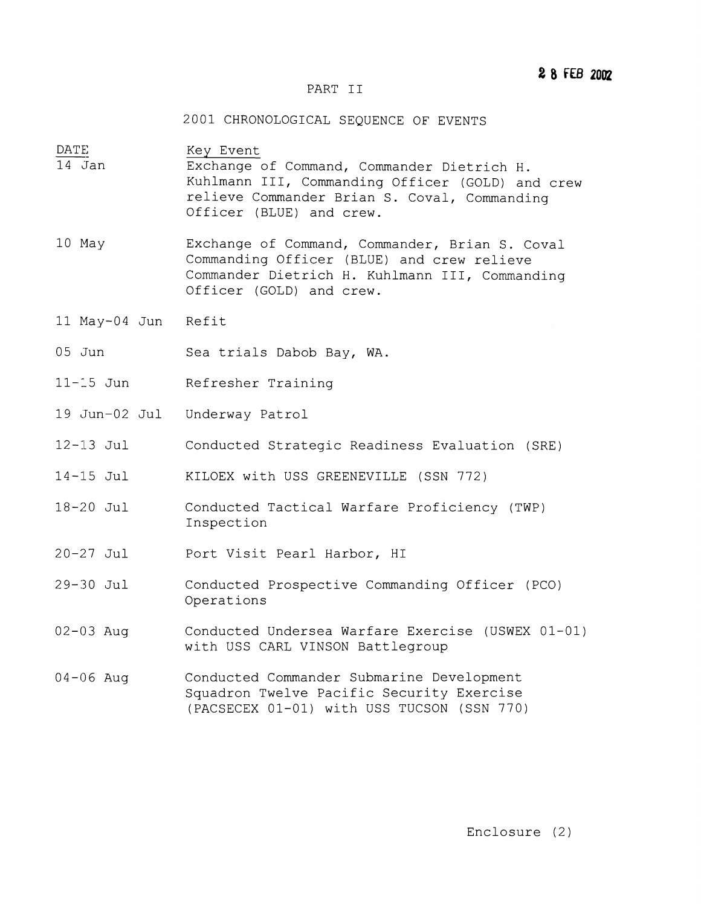28 FEB 2002

# PART II

## 2001 CHRONOLOGICAL SEQUENCE OF EVENTS

| DATE | Key Event |
|---|---|
| 14 Jan | Exchange of Command, Commander Dietrich H. Kuhlmann III, Commanding Officer (GOLD) and crew relieve Commander Brian S. Coval, Commanding Officer (BLUE) and crew. |
| 10 May | Exchange of Command, Commander, Brian S. Coval Commanding Officer (BLUE) and crew relieve Commander Dietrich H. Kuhlmann III, Commanding Officer (GOLD) and crew. |
| 11 May-04 Jun | Refit |
| 05 Jun | Sea trials Dabob Bay, WA. |
| 11-15 Jun | Refresher Training |
| 19 Jun-02 Jul | Underway Patrol |
| 12-13 Jul | Conducted Strategic Readiness Evaluation (SRE) |
| 14-15 Jul | KILOEX with USS GREENEVILLE (SSN 772) |
| 18-20 Jul | Conducted Tactical Warfare Proficiency (TWP) Inspection |
| 20-27 Jul | Port Visit Pearl Harbor, HI |
| 29-30 Jul | Conducted Prospective Commanding Officer (PCO) Operations |
| 02-03 Aug | Conducted Undersea Warfare Exercise (USWEX 01-01) with USS CARL VINSON Battlegroup |
| 04-06 Aug | Conducted Commander Submarine Development Squadron Twelve Pacific Security Exercise (PACSECEX 01-01) with USS TUCSON (SSN 770) |

Enclosure (2)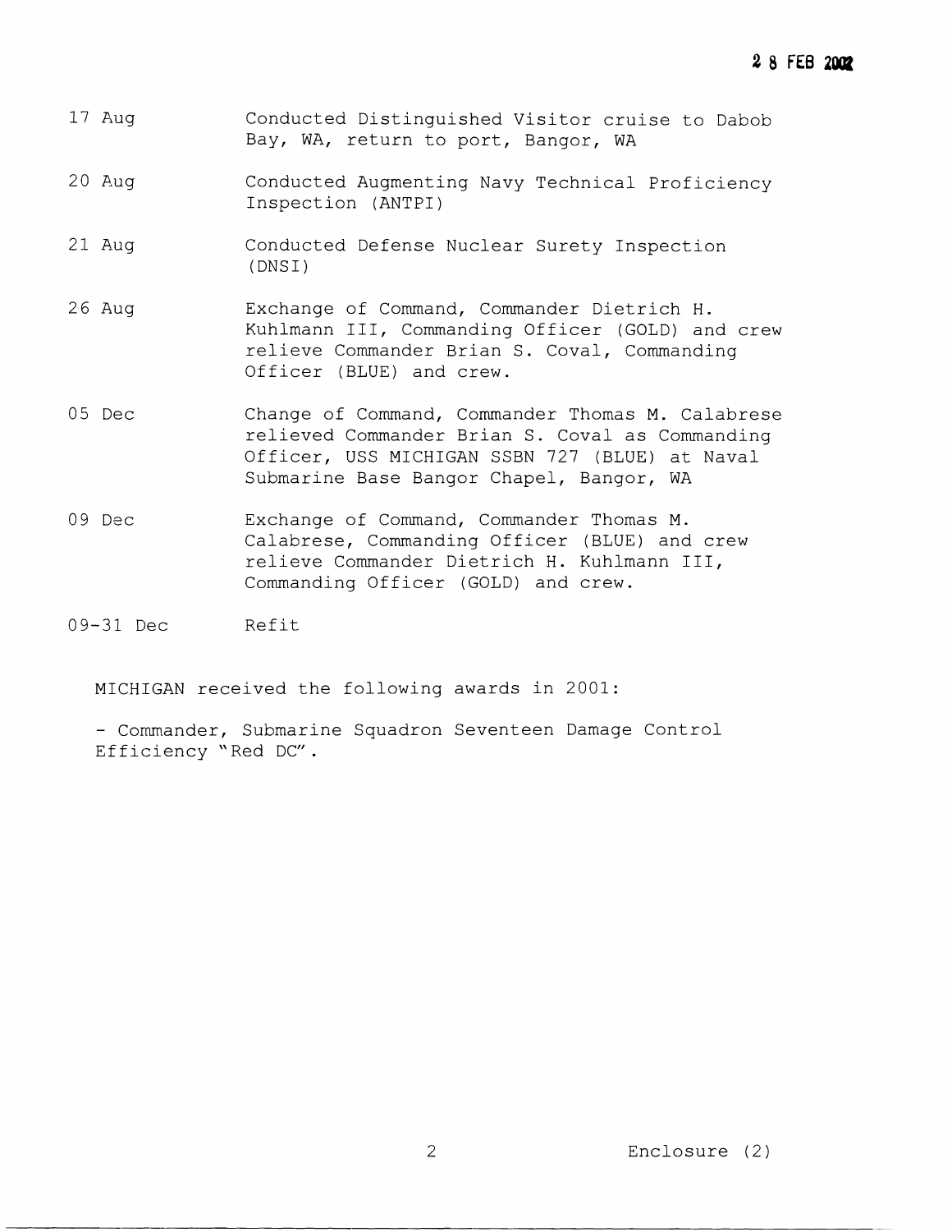28 FEB 2002

| | |
|---|---|
| 17 Aug | Conducted Distinguished Visitor cruise to Dabob Bay, WA, return to port, Bangor, WA |
| 20 Aug | Conducted Augmenting Navy Technical Proficiency Inspection (ANTPI) |
| 21 Aug | Conducted Defense Nuclear Surety Inspection (DNSI) |
| 26 Aug | Exchange of Command, Commander Dietrich H. Kuhlmann III, Commanding Officer (GOLD) and crew relieve Commander Brian S. Coval, Commanding Officer (BLUE) and crew. |
| 05 Dec | Change of Command, Commander Thomas M. Calabrese relieved Commander Brian S. Coval as Commanding Officer, USS MICHIGAN SSBN 727 (BLUE) at Naval Submarine Base Bangor Chapel, Bangor, WA |
| 09 Dec | Exchange of Command, Commander Thomas M. Calabrese, Commanding Officer (BLUE) and crew relieve Commander Dietrich H. Kuhlmann III, Commanding Officer (GOLD) and crew. |
| 09-31 Dec | Refit |

MICHIGAN received the following awards in 2001:

- Commander, Submarine Squadron Seventeen Damage Control Efficiency "Red DC".

Enclosure (2)